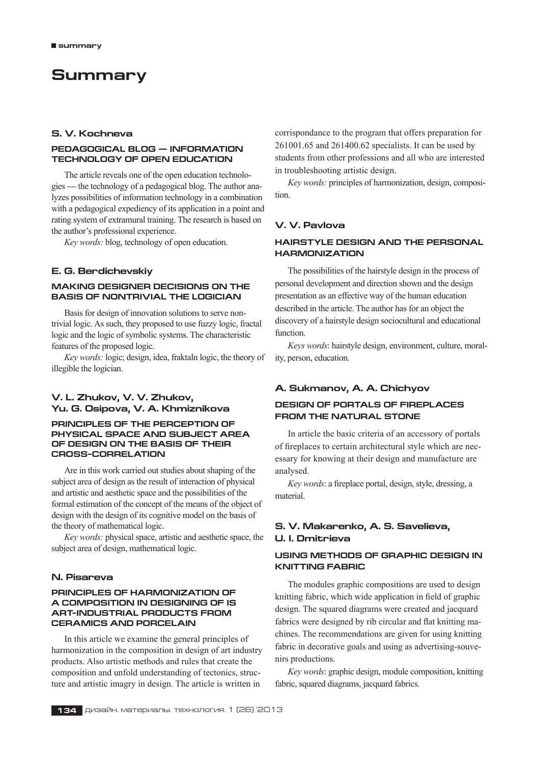# Summary

### S. V. Kochneva

#### PEDAGOGICAL BLOG — INFORMATION TECHNOLOGY OF OPEN EDUCATION

The article reveals one of the open education technologies — the technology of a pedagogical blog. The author analyzes possibilities of information technology in a combination with a pedagogical expediency of its application in a point and rating system of extramural training. The research is based on the author's professional experience.

*Key words:* blog, technology of open education.

### E. G. Berdichevskiy

#### MAKING DESIGNER DECISIONS ON THE BASIS OF NONTRIVIAL THE LOGICIAN

Basis for design of innovation solutions to serve nontrivial logic. As such, they proposed to use fuzzy logic, fractal logic and the logic of symbolic systems. The characteristic features of the proposed logic.

*Key words:* logic; design, idea, fraktaln logic, the theory of illegible the logician.

### V. L. Zhukov, V. V. Zhukov, Yu. G. Osipova, V. A. Khmiznikova

#### PRINCIPLES OF THE PERCEPTION OF PHYSICAL SPACE AND SUBJECT AREA OF DESIGN ON THE BASIS OF THEIR CROSS-CORRELATION

Are in this work carried out studies about shaping of the subject area of design as the result of interaction of physical and artistic and aesthetic space and the possibilities of the formal estimation of the concept of the means of the object of design with the design of its cognitive model on the basis of the theory of mathematical logic.

*Key words:* physical space, artistic and aesthetic space, the subject area of design, mathematical logic.

### N. Pisareva

#### PRINCIPLES OF HARMONIZATION OF A COMPOSITION IN DESIGNING OF IS ART-INDUSTRIAL PRODUCTS FROM CERAMICS AND PORCELAIN

In this article we examine the general principles of harmonization in the composition in design of art industry products. Also artistic methods and rules that create the composition and unfold understanding of tectonics, structure and artistic imagry in design. The article is written in corrispondance to the program that offers preparation for 261001.65 and 261400.62 specialists. It can be used by students from other professions and all who are interested in troubleshooting artistic design.

*Key words:* principles of harmonization, design, composition.

### V. V. Pavlova

#### HAIRSTYLE DESIGN AND THE PERSONAL HARMONIZATION

The possibilities of the hairstyle design in the process of personal development and direction shown and the design presentation as an effective way of the human education described in the article. The author has for an object the discovery of a hairstyle design sociocultural and educational function.

*Keys words*: hairstyle design, environment, culture, morality, person, education.

### A. Sukmanov, A. A. Chichyov

#### DESIGN OF PORTALS OF FIREPLACES FROM THE NATURAL STONE

In article the basic criteria of an accessory of portals of fireplaces to certain architectural style which are necessary for knowing at their design and manufacture are analysed.

*Key words*: a fireplace portal, design, style, dressing, a material.

### S. V. Makarenko, A. S. Savelieva, U. I. Dmitrieva

#### USING METHODS OF GRAPHIC DESIGN IN KNITTING FABRIC

The modules graphic compositions are used to design knitting fabric, which wide application in field of graphic design. The squared diagrams were created and jacquard fabrics were designed by rib circular and flat knitting machines. The recommendations are given for using knitting fabric in decorative goals and using as advertising-souvenirs productions.

*Key words*: graphic design, module composition, knitting fabric, squared diagrams, jacquard fabrics.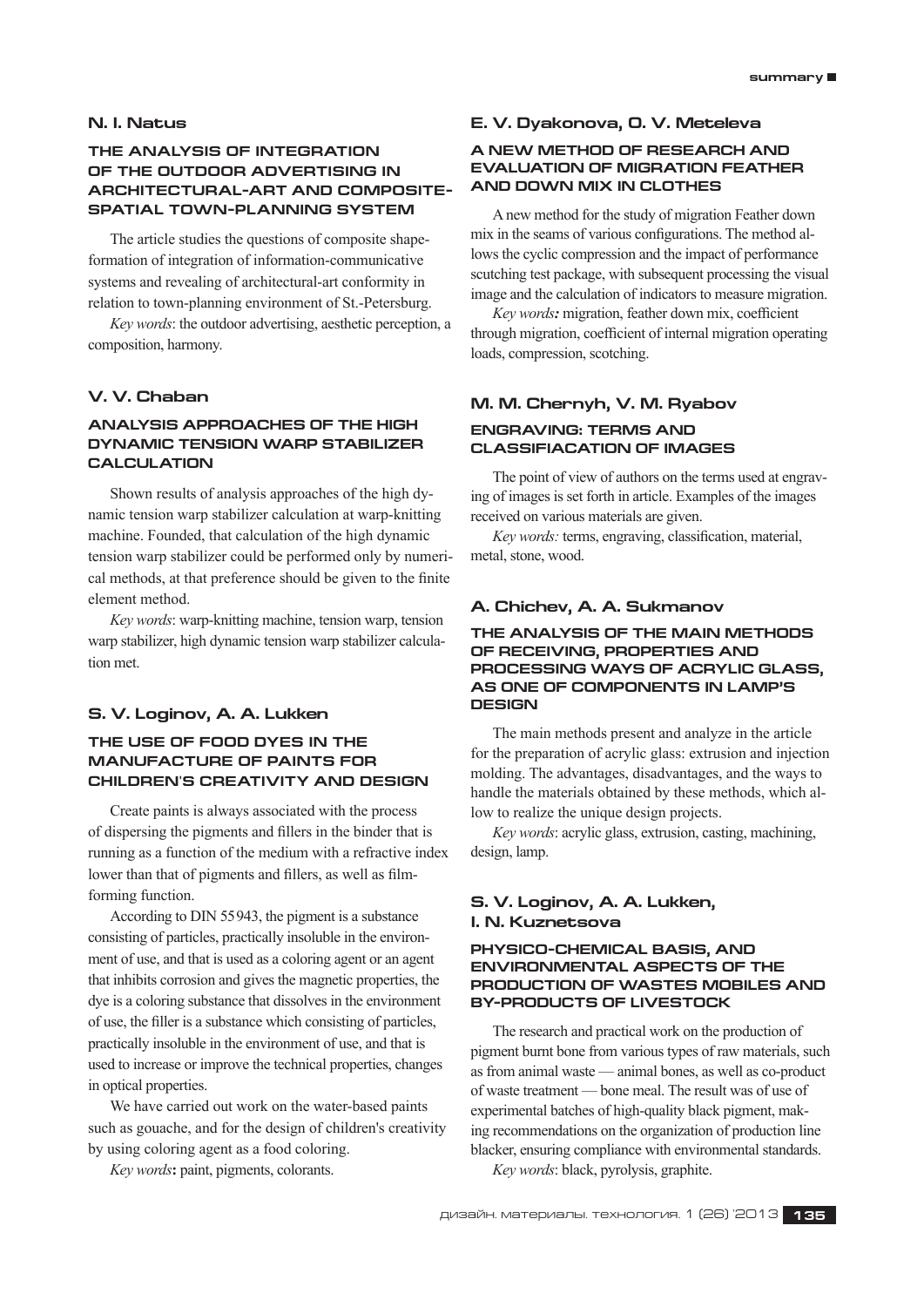## N. I. Natus

### THE ANALYSIS OF INTEGRATION OF THE OUTDOOR ADVERTISING IN ARCHITECTURAL-ART AND COMPOSITE-SPATIAL TOWN-PLANNING SYSTEM

The article studies the questions of composite shape-formation of integration of information-communicative systems and revealing of architectural-art conformity in relation to town-planning environment of St.-Petersburg.

*Key words*: the outdoor advertising, aesthetic perception, a composition, harmony.

## V. V. Chaban

### ANALYSIS APPROACHES OF THE HIGH DYNAMIC TENSION WARP STABILIZER CALCULATION

Shown results of analysis approaches of the high dynamic tension warp stabilizer calculation at warp-knitting machine. Founded, that calculation of the high dynamic tension warp stabilizer could be performed only by numerical methods, at that preference should be given to the finite element method.

*Key words*: warp-knitting machine, tension warp, tension warp stabilizer, high dynamic tension warp stabilizer calculation met.

## S. V. Loginov, A. A. Lukken

### THE USE OF FOOD DYES IN THE MANUFACTURE OF PAINTS FOR CHILDREN'S CREATIVITY AND DESIGN

Create paints is always associated with the process of dispersing the pigments and fillers in the binder that is running as a function of the medium with a refractive index lower than that of pigments and fillers, as well as film-forming function.

According to DIN 55943, the pigment is a substance consisting of particles, practically insoluble in the environment of use, and that is used as a coloring agent or an agent that inhibits corrosion and gives the magnetic properties, the dye is a coloring substance that dissolves in the environment of use, the filler is a substance which consisting of particles, practically insoluble in the environment of use, and that is used to increase or improve the technical properties, changes in optical properties.

We have carried out work on the water-based paints such as gouache, and for the design of children's creativity by using coloring agent as a food coloring.

*Key words*: paint, pigments, colorants.

## E. V. Dyakonova, O. V. Meteleva

### A NEW METHOD OF RESEARCH AND EVALUATION OF MIGRATION FEATHER AND DOWN MIX IN CLOTHES

A new method for the study of migration Feather down mix in the seams of various configurations. The method allows the cyclic compression and the impact of performance scutching test package, with subsequent processing the visual image and the calculation of indicators to measure migration.

*Key words:* migration, feather down mix, coefficient through migration, coefficient of internal migration operating loads, compression, scotching.

## M. M. Chernyh, V. M. Ryabov

### ENGRAVING: TERMS AND CLASSIFIACATION OF IMAGES

The point of view of authors on the terms used at engraving of images is set forth in article. Examples of the images received on various materials are given.

*Key words:* terms, engraving, classification, material, metal, stone, wood.

## A. Chichev, A. A. Sukmanov

### THE ANALYSIS OF THE MAIN METHODS OF RECEIVING, PROPERTIES AND PROCESSING WAYS OF ACRYLIC GLASS, AS ONE OF COMPONENTS IN LAMP'S DESIGN

The main methods present and analyze in the article for the preparation of acrylic glass: extrusion and injection molding. The advantages, disadvantages, and the ways to handle the materials obtained by these methods, which allow to realize the unique design projects.

*Key words*: acrylic glass, extrusion, casting, machining, design, lamp.

## S. V. Loginov, A. A. Lukken, I. N. Kuznetsova

### PHYSICO-CHEMICAL BASIS, AND ENVIRONMENTAL ASPECTS OF THE PRODUCTION OF WASTES MOBILES AND BY-PRODUCTS OF LIVESTOCK

The research and practical work on the production of pigment burnt bone from various types of raw materials, such as from animal waste — animal bones, as well as co-product of waste treatment — bone meal. The result was of use of experimental batches of high-quality black pigment, making recommendations on the organization of production line blacker, ensuring compliance with environmental standards.

*Key words*: black, pyrolysis, graphite.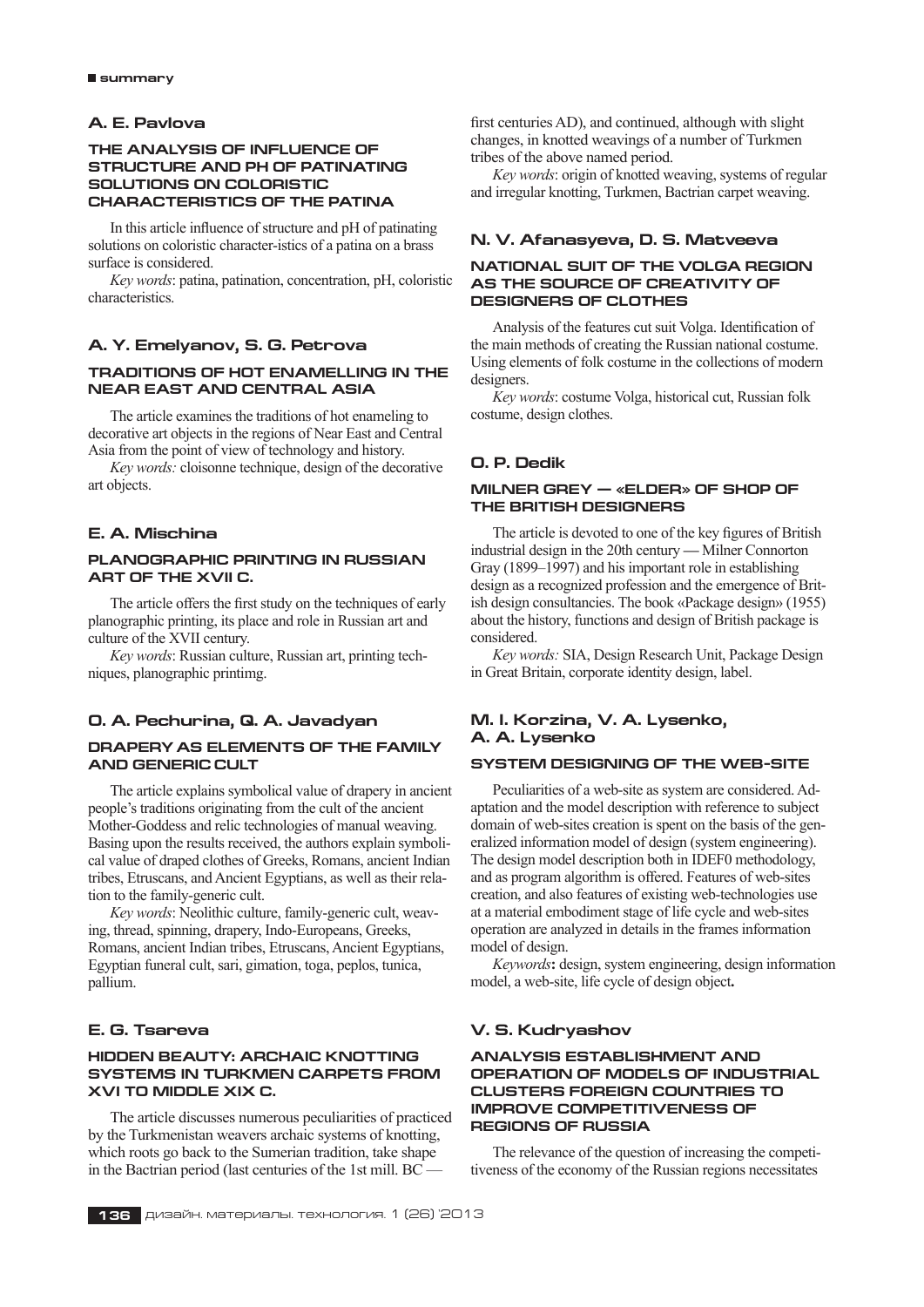## A. E. Pavlova

### THE ANALYSIS OF INFLUENCE OF STRUCTURE AND PH OF PATINATING SOLUTIONS ON COLORISTIC CHARACTERISTICS OF THE PATINA

In this article influence of structure and pH of patinating solutions on coloristic character-istics of a patina on a brass surface is considered.

*Key words*: patina, patination, concentration, pH, coloristic characteristics.

## A. Y. Emelyanov, S. G. Petrova

### TRADITIONS OF HOT ENAMELLING IN THE NEAR EAST AND CENTRAL ASIA

The article examines the traditions of hot enameling to decorative art objects in the regions of Near East and Central Asia from the point of view of technology and history.

*Key words:* cloisonne technique, design of the decorative art objects.

## E. A. Mischina

### PLANOGRAPHIC PRINTING IN RUSSIAN ART OF THE XVII C.

The article offers the first study on the techniques of early planographic printing, its place and role in Russian art and culture of the XVII century.

*Key words*: Russian culture, Russian art, printing techniques, planographic printimg.

## O. A. Pechurina, Q. A. Javadyan

### DRAPERY AS ELEMENTS OF THE FAMILY AND GENERIC CULT

The article explains symbolical value of drapery in ancient people's traditions originating from the cult of the ancient Mother-Goddess and relic technologies of manual weaving. Basing upon the results received, the authors explain symbolical value of draped clothes of Greeks, Romans, ancient Indian tribes, Etruscans, and Ancient Egyptians, as well as their relation to the family-generic cult.

*Key words*: Neolithic culture, family-generic cult, weaving, thread, spinning, drapery, Indo-Europeans, Greeks, Romans, ancient Indian tribes, Etruscans, Ancient Egyptians, Egyptian funeral cult, sari, gimation, toga, peplos, tunica, pallium.

## E. G. Tsareva

### HIDDEN BEAUTY: ARCHAIC KNOTTING SYSTEMS IN TURKMEN CARPETS FROM XVI TO MIDDLE XIX C.

The article discusses numerous peculiarities of practiced by the Turkmenistan weavers archaic systems of knotting, which roots go back to the Sumerian tradition, take shape in the Bactrian period (last centuries of the 1st mill. BC — first centuries AD), and continued, although with slight changes, in knotted weavings of a number of Turkmen tribes of the above named period.

*Key words*: origin of knotted weaving, systems of regular and irregular knotting, Turkmen, Bactrian carpet weaving.

## N. V. Afanasyeva, D. S. Matveeva

### NATIONAL SUIT OF THE VOLGA REGION AS THE SOURCE OF CREATIVITY OF DESIGNERS OF CLOTHES

Analysis of the features cut suit Volga. Identification of the main methods of creating the Russian national costume. Using elements of folk costume in the collections of modern designers.

*Key words*: costume Volga, historical cut, Russian folk costume, design clothes.

## O. P. Dedik

### MILNER GREY — «ELDER» OF SHOP OF THE BRITISH DESIGNERS

The article is devoted to one of the key figures of British industrial design in the 20th century — Milner Connorton Gray (1899–1997) and his important role in establishing design as a recognized profession and the emergence of British design consultancies. The book «Package design» (1955) about the history, functions and design of British package is considered.

*Key words:* SIA, Design Research Unit, Package Design in Great Britain, corporate identity design, label.

## M. I. Korzina, V. A. Lysenko, A. A. Lysenko

### SYSTEM DESIGNING OF THE WEB-SITE

Peculiarities of a web-site as system are considered. Adaptation and the model description with reference to subject domain of web-sites creation is spent on the basis of the generalized information model of design (system engineering). The design model description both in IDEF0 methodology, and as program algorithm is offered. Features of web-sites creation, and also features of existing web-technologies use at a material embodiment stage of life cycle and web-sites operation are analyzed in details in the frames information model of design.

*Keywords***:** design, system engineering, design information model, a web-site, life cycle of design object**.**

## V. S. Kudryashov

### ANALYSIS ESTABLISHMENT AND OPERATION OF MODELS OF INDUSTRIAL CLUSTERS FOREIGN COUNTRIES TO IMPROVE COMPETITIVENESS OF REGIONS OF RUSSIA

The relevance of the question of increasing the competitiveness of the economy of the Russian regions necessitates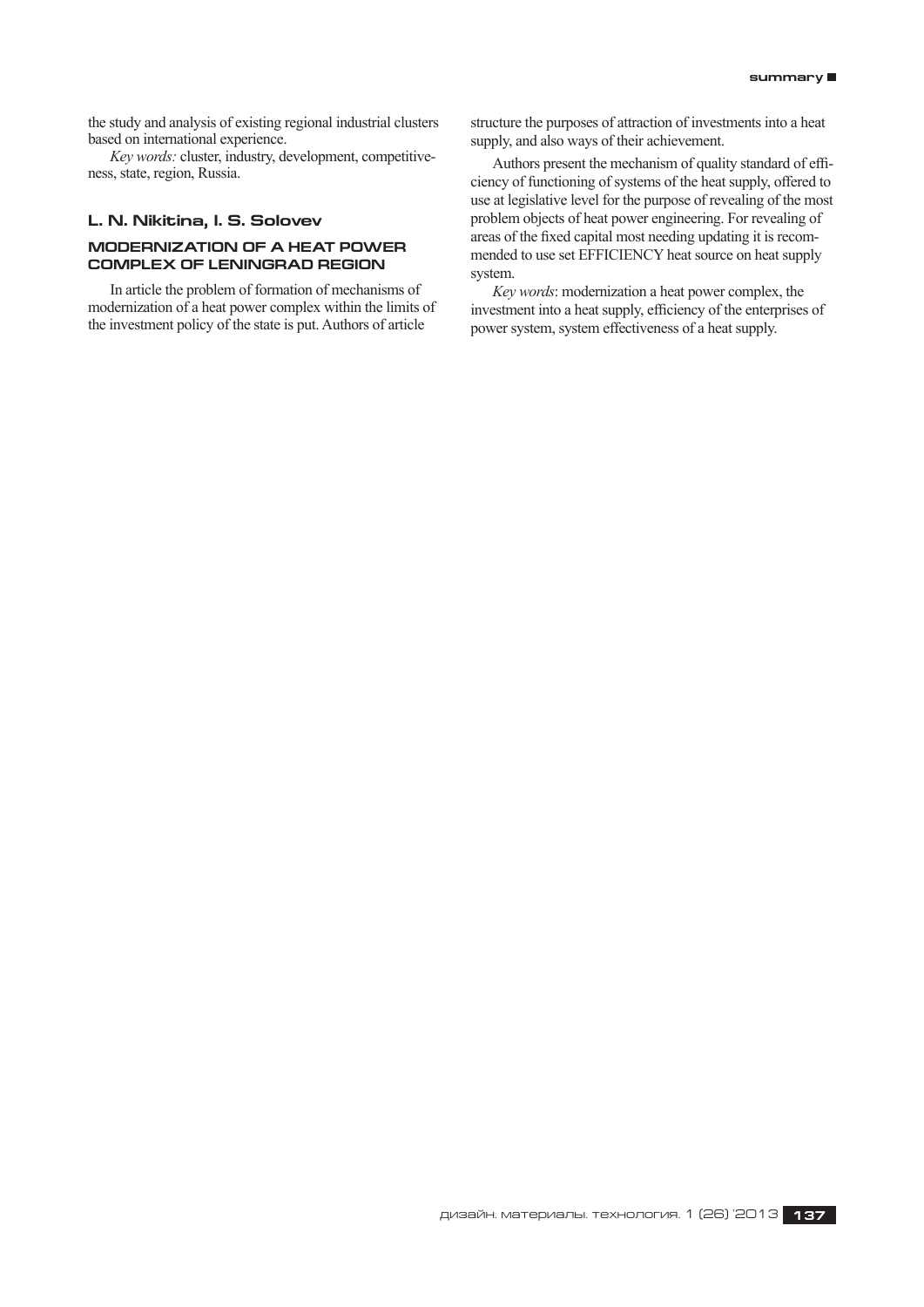the study and analysis of existing regional industrial clusters based on international experience.

*Key words:* cluster, industry, development, competitiveness, state, region, Russia.

## L. N. Nikitina, I. S. Solovev

### MODERNIZATION OF A HEAT POWER COMPLEX OF LENINGRAD REGION

In article the problem of formation of mechanisms of modernization of a heat power complex within the limits of the investment policy of the state is put. Authors of article structure the purposes of attraction of investments into a heat supply, and also ways of their achievement.

Authors present the mechanism of quality standard of efficiency of functioning of systems of the heat supply, offered to use at legislative level for the purpose of revealing of the most problem objects of heat power engineering. For revealing of areas of the fixed capital most needing updating it is recommended to use set EFFICIENCY heat source on heat supply system.

*Key words*: modernization a heat power complex, the investment into a heat supply, efficiency of the enterprises of power system, system effectiveness of a heat supply.